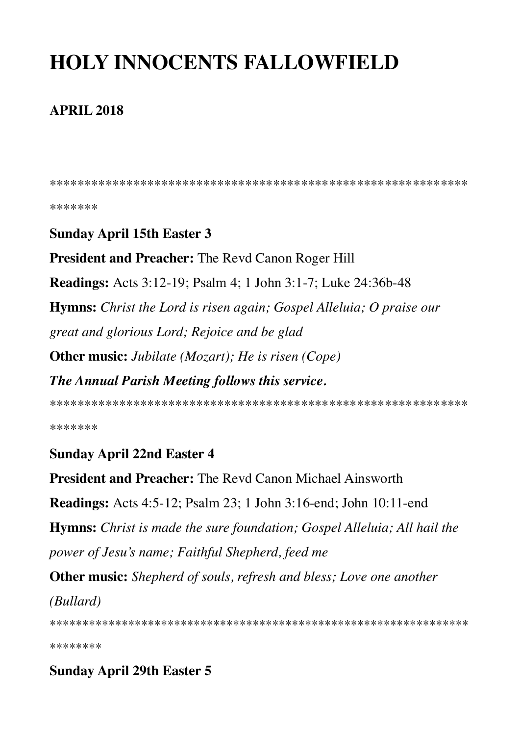# HOLY INNOCENTS FALLOWFIELD

**APRIL 2018**

****************************************************************

**Sunday April 15th Easter 3**

**President and Preacher:** The Revd Canon Roger Hill

**Readings:** Acts 3:12-19; Psalm 4; 1 John 3:1-7; Luke 24:36b-48

**Hymns:** *Christ the Lord is risen again; Gospel Alleluia; O praise our great and glorious Lord; Rejoice and be glad*

**Other music:** *Jubilate (Mozart); He is risen (Cope)*

***The Annual Parish Meeting follows this service.***

****************************************************************

**Sunday April 22nd Easter 4**

**President and Preacher:** The Revd Canon Michael Ainsworth

**Readings:** Acts 4:5-12; Psalm 23; 1 John 3:16-end; John 10:11-end

**Hymns:** *Christ is made the sure foundation; Gospel Alleluia; All hail the power of Jesu's name; Faithful Shepherd, feed me*

**Other music:** *Shepherd of souls, refresh and bless; Love one another (Bullard)*

*****************************************************************

**Sunday April 29th Easter 5**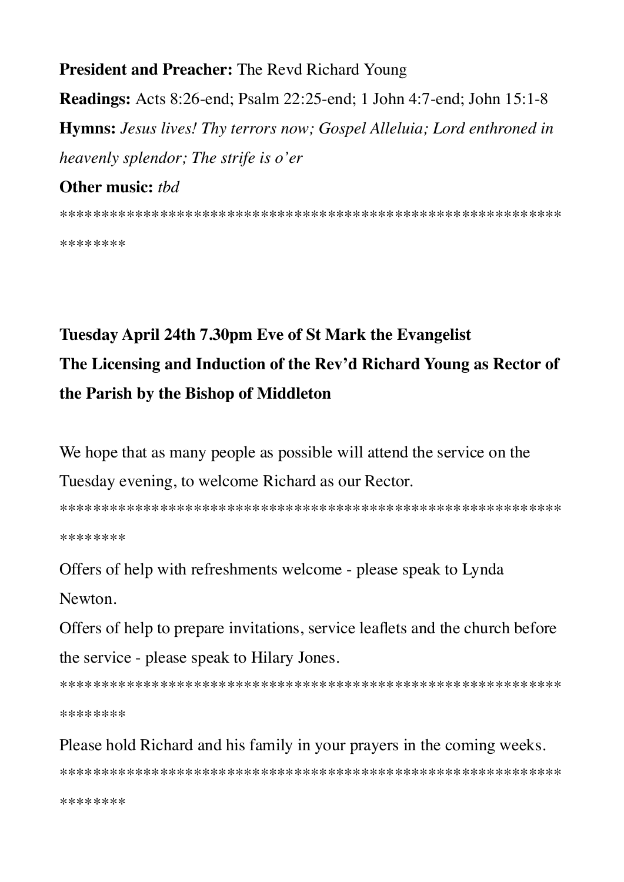**President and Preacher:** The Revd Richard Young

**Readings:** Acts 8:26-end; Psalm 22:25-end; 1 John 4:7-end; John 15:1-8

**Hymns:** *Jesus lives! Thy terrors now; Gospel Alleluia; Lord enthroned in heavenly splendor; The strife is o'er*

**Other music:** *tbd*

******************************************************************

**Tuesday April 24th 7.30pm Eve of St Mark the Evangelist**

**The Licensing and Induction of the Rev'd Richard Young as Rector of the Parish by the Bishop of Middleton**

We hope that as many people as possible will attend the service on the Tuesday evening, to welcome Richard as our Rector.

******************************************************************

Offers of help with refreshments welcome - please speak to Lynda Newton.

Offers of help to prepare invitations, service leaflets and the church before the service - please speak to Hilary Jones.

******************************************************************

Please hold Richard and his family in your prayers in the coming weeks.

******************************************************************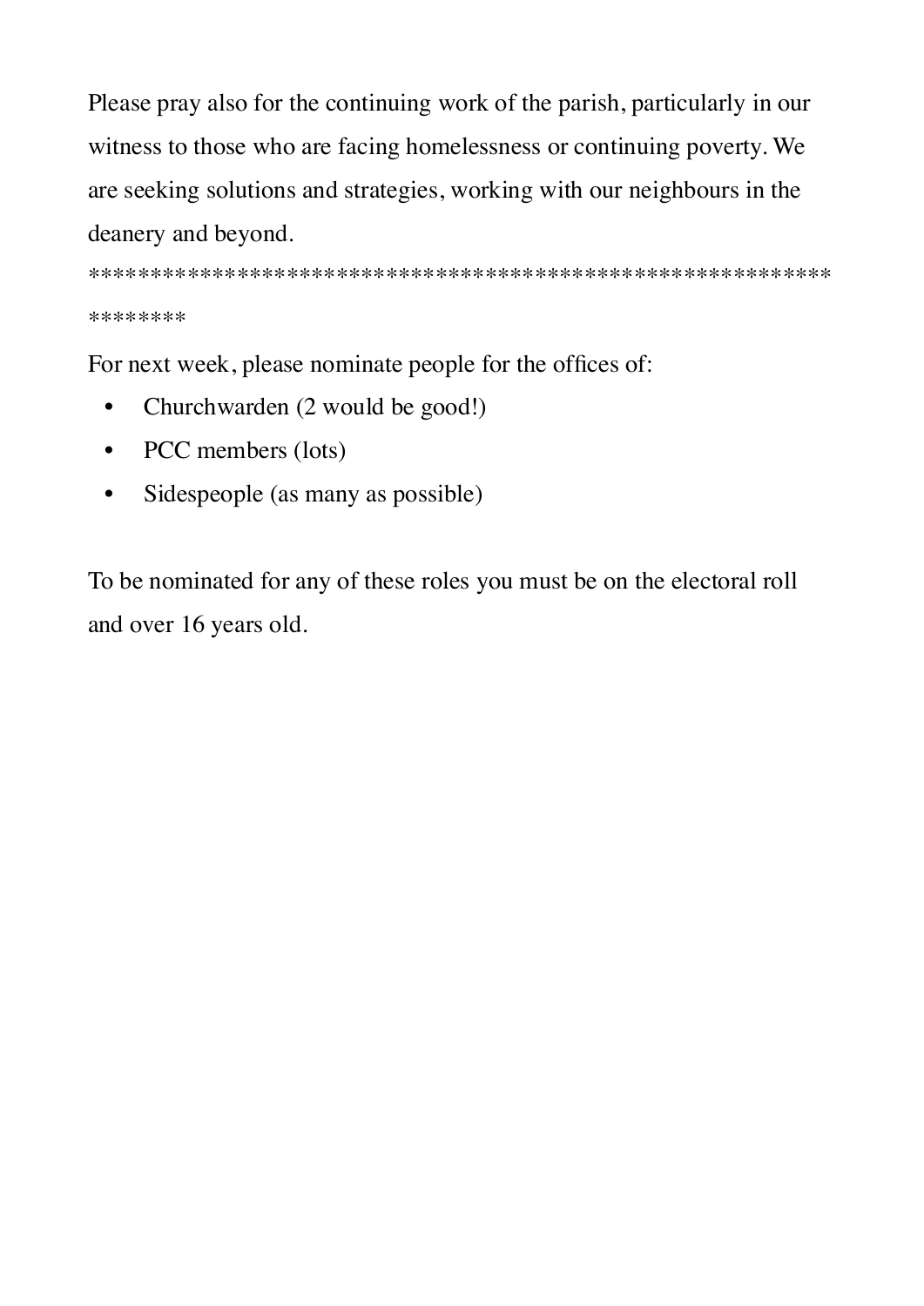Please pray also for the continuing work of the parish, particularly in our witness to those who are facing homelessness or continuing poverty. We are seeking solutions and strategies, working with our neighbours in the deanery and beyond.

*********************************************************************

For next week, please nominate people for the offices of:

- Churchwarden (2 would be good!)
- PCC members (lots)
- Sidespeople (as many as possible)

To be nominated for any of these roles you must be on the electoral roll and over 16 years old.